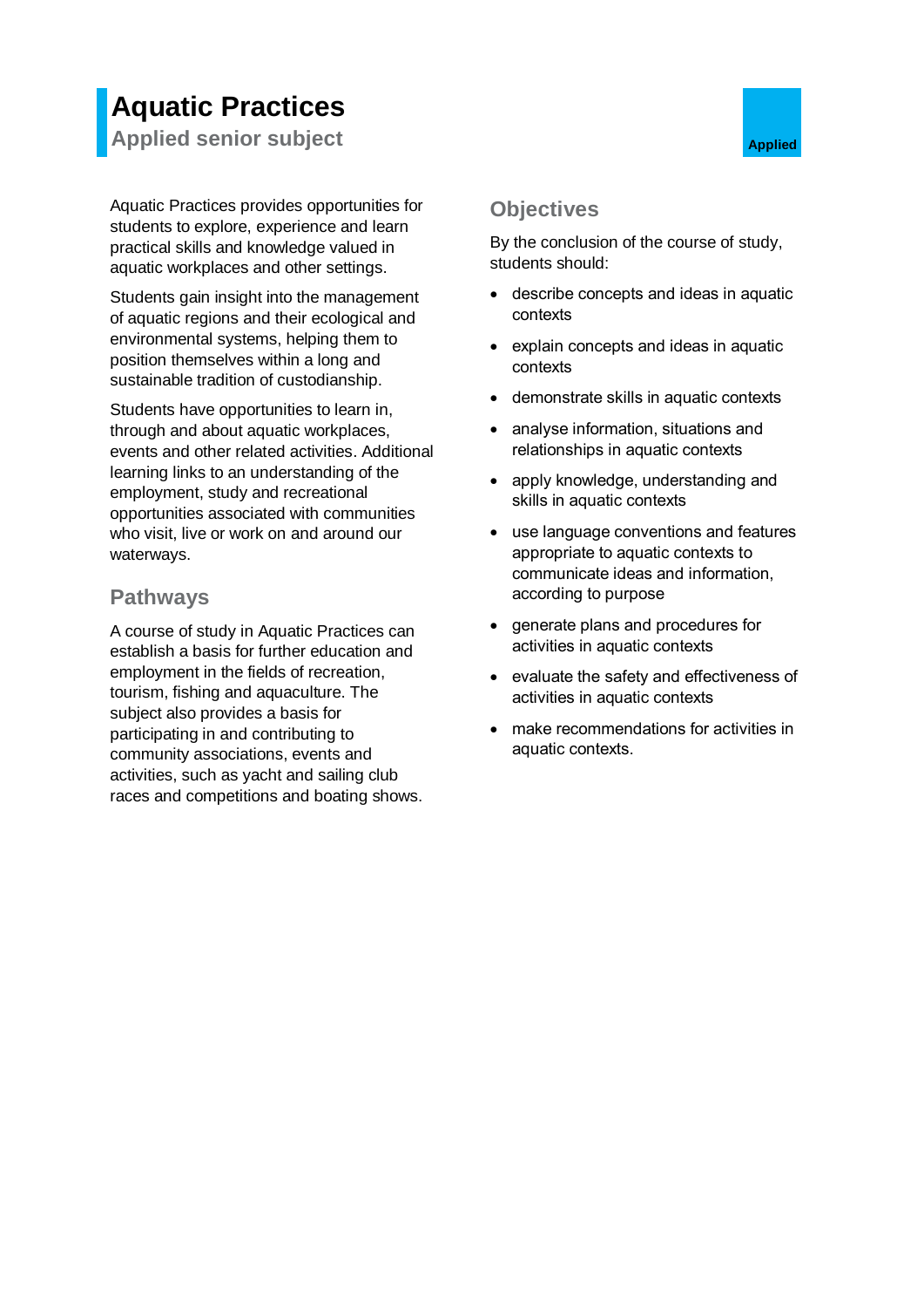# Aquatic Practices

## Applied senior subject

Applied

Aquatic Practices provides opportunities for students to explore, experience and learn practical skills and knowledge valued in aquatic workplaces and other settings.

Students gain insight into the management of aquatic regions and their ecological and environmental systems, helping them to position themselves within a long and sustainable tradition of custodianship.

Students have opportunities to learn in, through and about aquatic workplaces, events and other related activities. Additional learning links to an understanding of the employment, study and recreational opportunities associated with communities who visit, live or work on and around our waterways.

### Pathways

A course of study in Aquatic Practices can establish a basis for further education and employment in the fields of recreation, tourism, fishing and aquaculture. The subject also provides a basis for participating in and contributing to community associations, events and activities, such as yacht and sailing club races and competitions and boating shows.

### Objectives

By the conclusion of the course of study, students should:

- describe concepts and ideas in aquatic contexts
- explain concepts and ideas in aquatic contexts
- demonstrate skills in aquatic contexts
- analyse information, situations and relationships in aquatic contexts
- apply knowledge, understanding and skills in aquatic contexts
- use language conventions and features appropriate to aquatic contexts to communicate ideas and information, according to purpose
- generate plans and procedures for activities in aquatic contexts
- evaluate the safety and effectiveness of activities in aquatic contexts
- make recommendations for activities in aquatic contexts.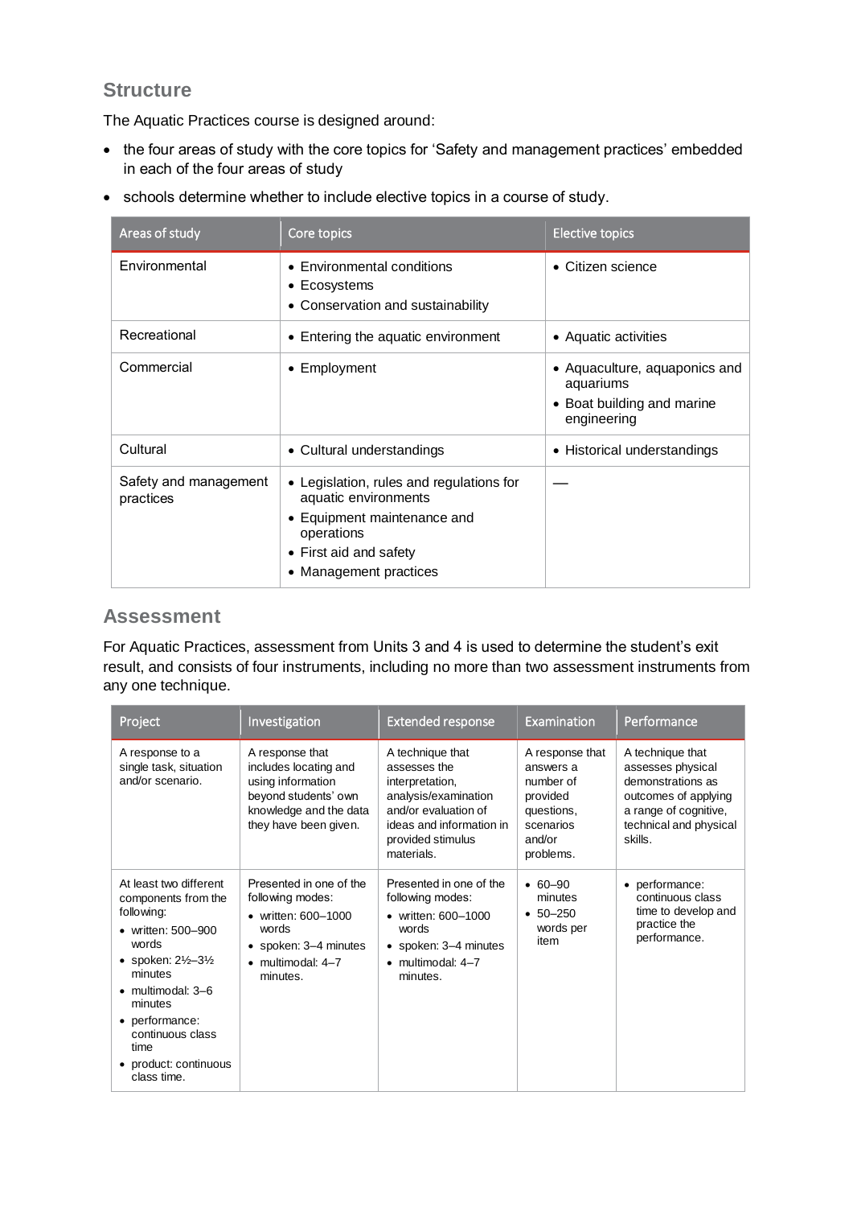## Structure

The Aquatic Practices course is designed around:

- the four areas of study with the core topics for 'Safety and management practices' embedded in each of the four areas of study
- schools determine whether to include elective topics in a course of study.

| Areas of study | Core topics | Elective topics |
|---|---|---|
| Environmental | • Environmental conditions<br>• Ecosystems<br>• Conservation and sustainability | • Citizen science |
| Recreational | • Entering the aquatic environment | • Aquatic activities |
| Commercial | • Employment | • Aquaculture, aquaponics and aquariums<br>• Boat building and marine engineering |
| Cultural | • Cultural understandings | • Historical understandings |
| Safety and management practices | • Legislation, rules and regulations for aquatic environments<br>• Equipment maintenance and operations<br>• First aid and safety<br>• Management practices | — |

## Assessment

For Aquatic Practices, assessment from Units 3 and 4 is used to determine the student's exit result, and consists of four instruments, including no more than two assessment instruments from any one technique.

| Project | Investigation | Extended response | Examination | Performance |
|---|---|---|---|---|
| A response to a single task, situation and/or scenario. | A response that includes locating and using information beyond students' own knowledge and the data they have been given. | A technique that assesses the interpretation, analysis/examination and/or evaluation of ideas and information in provided stimulus materials. | A response that answers a number of provided questions, scenarios and/or problems. | A technique that assesses physical demonstrations as outcomes of applying a range of cognitive, technical and physical skills. |
| At least two different components from the following:<br>• written: 500–900 words<br>• spoken: 2½–3½ minutes<br>• multimodal: 3–6 minutes<br>• performance: continuous class time<br>• product: continuous class time. | Presented in one of the following modes:<br>• written: 600–1000 words<br>• spoken: 3–4 minutes<br>• multimodal: 4–7 minutes. | Presented in one of the following modes:<br>• written: 600–1000 words<br>• spoken: 3–4 minutes<br>• multimodal: 4–7 minutes. | • 60–90 minutes<br>• 50–250 words per item | • performance: continuous class time to develop and practice the performance. |